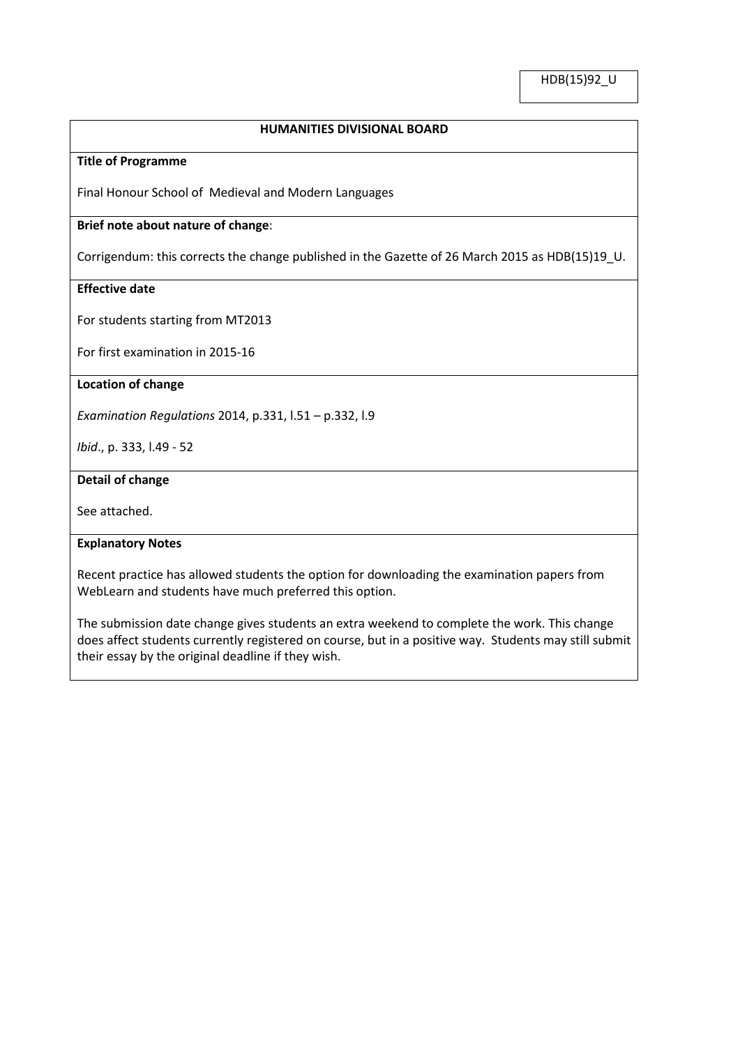HDB(15)92_U

## HUMANITIES DIVISIONAL BOARD

**Title of Programme**

Final Honour School of Medieval and Modern Languages

**Brief note about nature of change**:

Corrigendum: this corrects the change published in the Gazette of 26 March 2015 as HDB(15)19_U.

**Effective date**

For students starting from MT2013

For first examination in 2015-16

**Location of change**

*Examination Regulations* 2014, p.331, l.51 – p.332, l.9

*Ibid*., p. 333, l.49 - 52

**Detail of change**

See attached.

**Explanatory Notes**

Recent practice has allowed students the option for downloading the examination papers from WebLearn and students have much preferred this option.

The submission date change gives students an extra weekend to complete the work. This change does affect students currently registered on course, but in a positive way. Students may still submit their essay by the original deadline if they wish.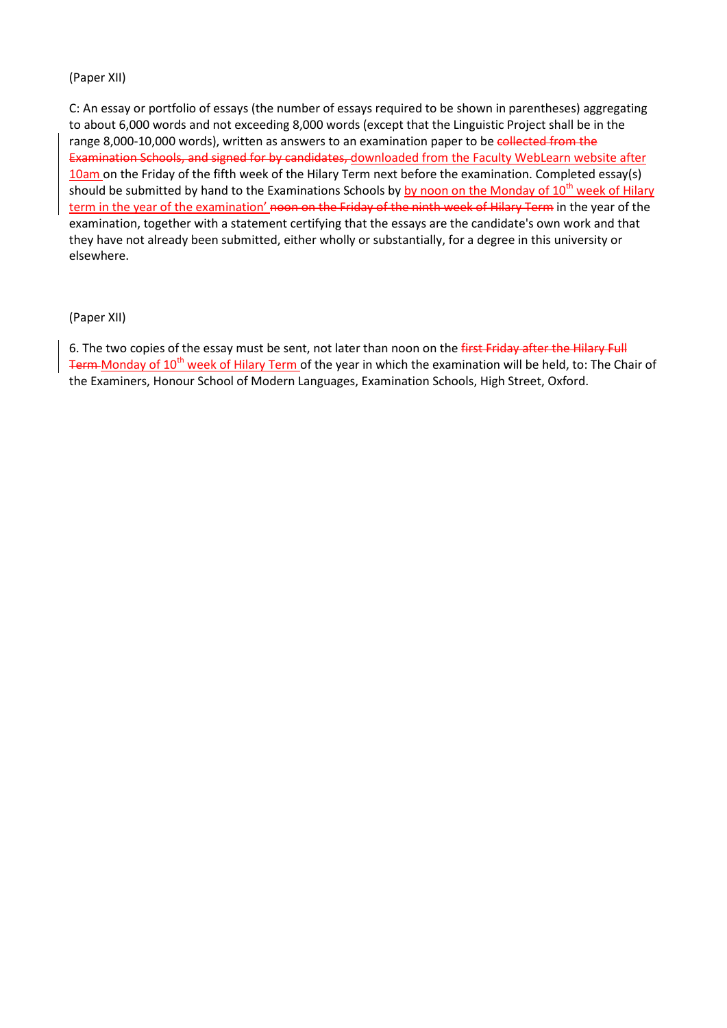(Paper XII)

C: An essay or portfolio of essays (the number of essays required to be shown in parentheses) aggregating to about 6,000 words and not exceeding 8,000 words (except that the Linguistic Project shall be in the range 8,000-10,000 words), written as answers to an examination paper to be ~~collected from the Examination Schools, and signed for by candidates,~~ <u>downloaded from the Faculty WebLearn website after 10am</u> on the Friday of the fifth week of the Hilary Term next before the examination. Completed essay(s) should be submitted by hand to the Examinations Schools by <u>by noon on the Monday of 10th week of Hilary term in the year of the examination'</u> ~~noon on the Friday of the ninth week of Hilary Term~~ in the year of the examination, together with a statement certifying that the essays are the candidate's own work and that they have not already been submitted, either wholly or substantially, for a degree in this university or elsewhere.

(Paper XII)

6. The two copies of the essay must be sent, not later than noon on the ~~first Friday after the Hilary Full Term~~ <u>Monday of 10th week of Hilary Term</u> of the year in which the examination will be held, to: The Chair of the Examiners, Honour School of Modern Languages, Examination Schools, High Street, Oxford.